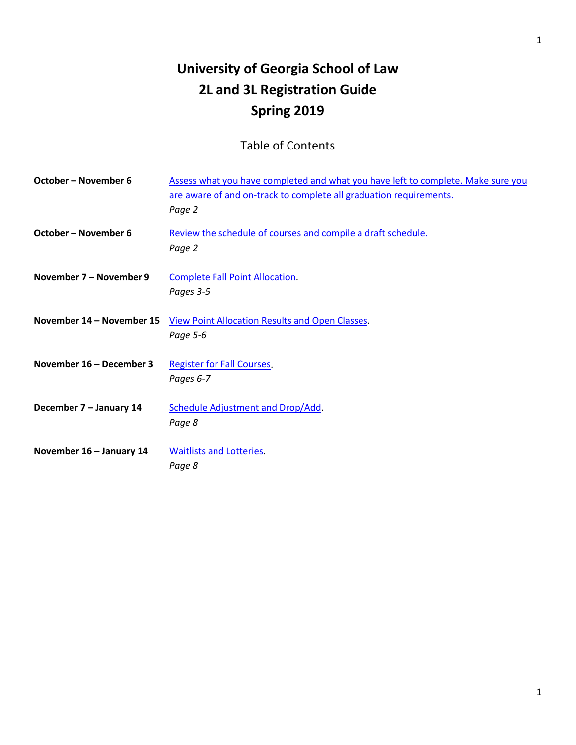# University of Georgia School of Law
# 2L and 3L Registration Guide
# Spring 2019

## Table of Contents

| | |
|---|---|
| **October – November 6** | Assess what you have completed and what you have left to complete. Make sure you are aware of and on-track to complete all graduation requirements. *Page 2* |
| **October – November 6** | Review the schedule of courses and compile a draft schedule. *Page 2* |
| **November 7 – November 9** | Complete Fall Point Allocation. *Pages 3-5* |
| **November 14 – November 15** | View Point Allocation Results and Open Classes. *Page 5-6* |
| **November 16 – December 3** | Register for Fall Courses. *Pages 6-7* |
| **December 7 – January 14** | Schedule Adjustment and Drop/Add. *Page 8* |
| **November 16 – January 14** | Waitlists and Lotteries. *Page 8* |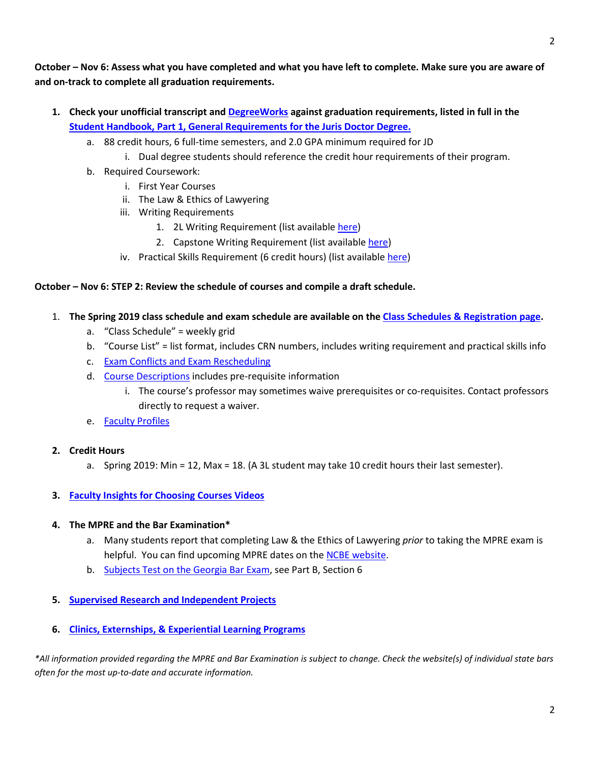**October – Nov 6: Assess what you have completed and what you have left to complete. Make sure you are aware of and on-track to complete all graduation requirements.**

1. **Check your unofficial transcript and DegreeWorks against graduation requirements, listed in full in the Student Handbook, Part 1, General Requirements for the Juris Doctor Degree.**
   a. 88 credit hours, 6 full-time semesters, and 2.0 GPA minimum required for JD
      i. Dual degree students should reference the credit hour requirements of their program.
   b. Required Coursework:
      i. First Year Courses
      ii. The Law & Ethics of Lawyering
      iii. Writing Requirements
         1. 2L Writing Requirement (list available here)
         2. Capstone Writing Requirement (list available here)
      iv. Practical Skills Requirement (6 credit hours) (list available here)

**October – Nov 6: STEP 2: Review the schedule of courses and compile a draft schedule.**

1. **The Spring 2019 class schedule and exam schedule are available on the Class Schedules & Registration page.**
   a. "Class Schedule" = weekly grid
   b. "Course List" = list format, includes CRN numbers, includes writing requirement and practical skills info
   c. Exam Conflicts and Exam Rescheduling
   d. Course Descriptions includes pre-requisite information
      i. The course's professor may sometimes waive prerequisites or co-requisites. Contact professors directly to request a waiver.
   e. Faculty Profiles

2. **Credit Hours**
   a. Spring 2019: Min = 12, Max = 18. (A 3L student may take 10 credit hours their last semester).

3. **Faculty Insights for Choosing Courses Videos**

4. **The MPRE and the Bar Examination***
   a. Many students report that completing Law & the Ethics of Lawyering *prior* to taking the MPRE exam is helpful. You can find upcoming MPRE dates on the NCBE website.
   b. Subjects Test on the Georgia Bar Exam, see Part B, Section 6

5. **Supervised Research and Independent Projects**

6. **Clinics, Externships, & Experiential Learning Programs**

**All information provided regarding the MPRE and Bar Examination is subject to change. Check the website(s) of individual state bars often for the most up-to-date and accurate information.*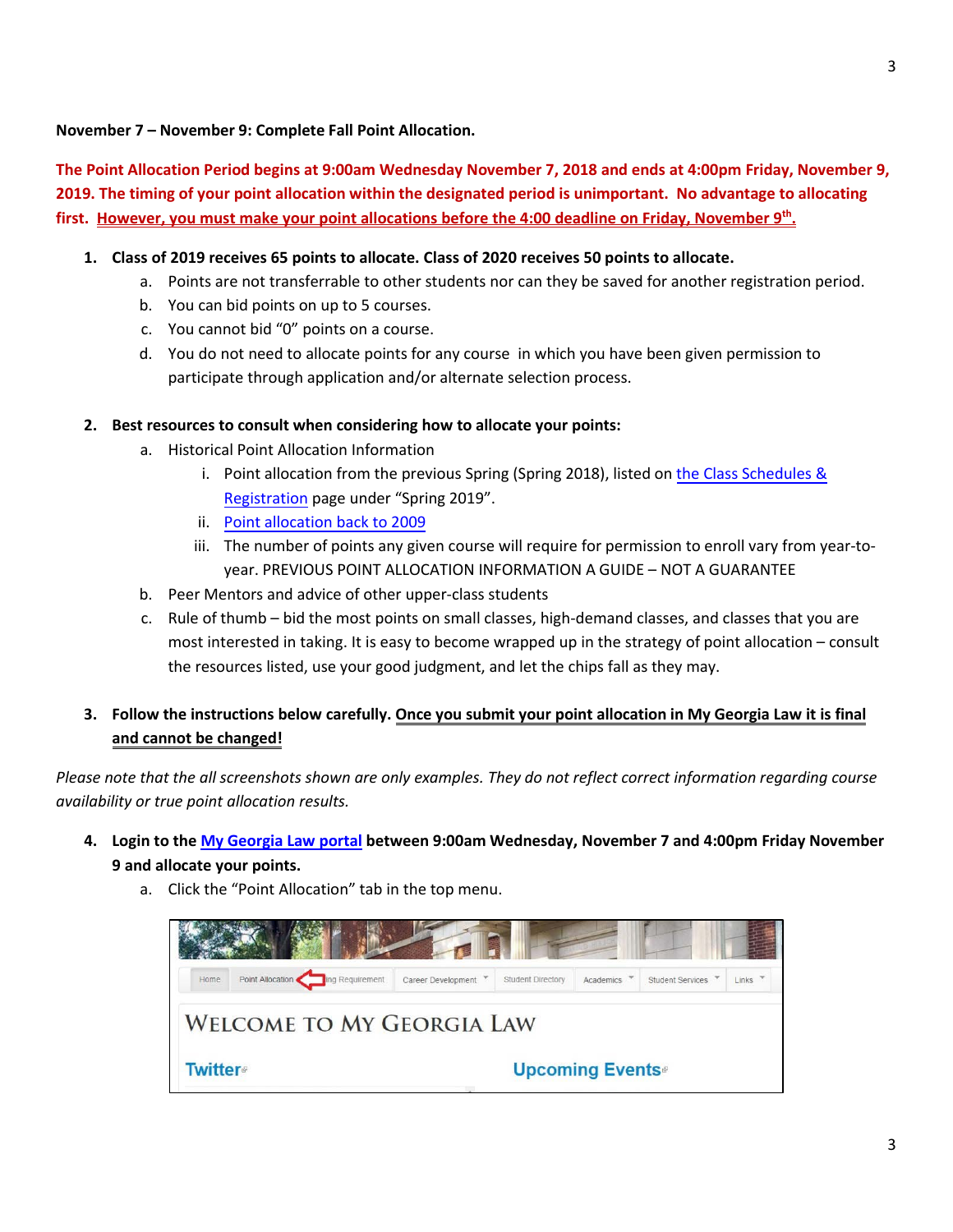**November 7 – November 9: Complete Fall Point Allocation.**

**The Point Allocation Period begins at 9:00am Wednesday November 7, 2018 and ends at 4:00pm Friday, November 9, 2019. The timing of your point allocation within the designated period is unimportant. No advantage to allocating first. However, you must make your point allocations before the 4:00 deadline on Friday, November 9th.**

1. **Class of 2019 receives 65 points to allocate. Class of 2020 receives 50 points to allocate.**
   a. Points are not transferrable to other students nor can they be saved for another registration period.
   b. You can bid points on up to 5 courses.
   c. You cannot bid "0" points on a course.
   d. You do not need to allocate points for any course in which you have been given permission to participate through application and/or alternate selection process.

2. **Best resources to consult when considering how to allocate your points:**
   a. Historical Point Allocation Information
      i. Point allocation from the previous Spring (Spring 2018), listed on the Class Schedules & Registration page under "Spring 2019".
      ii. Point allocation back to 2009
      iii. The number of points any given course will require for permission to enroll vary from year-to-year. PREVIOUS POINT ALLOCATION INFORMATION A GUIDE – NOT A GUARANTEE
   b. Peer Mentors and advice of other upper-class students
   c. Rule of thumb – bid the most points on small classes, high-demand classes, and classes that you are most interested in taking. It is easy to become wrapped up in the strategy of point allocation – consult the resources listed, use your good judgment, and let the chips fall as they may.

3. **Follow the instructions below carefully. Once you submit your point allocation in My Georgia Law it is final and cannot be changed!**

*Please note that the all screenshots shown are only examples. They do not reflect correct information regarding course availability or true point allocation results.*

4. **Login to the My Georgia Law portal between 9:00am Wednesday, November 7 and 4:00pm Friday November 9 and allocate your points.**
   a. Click the "Point Allocation" tab in the top menu.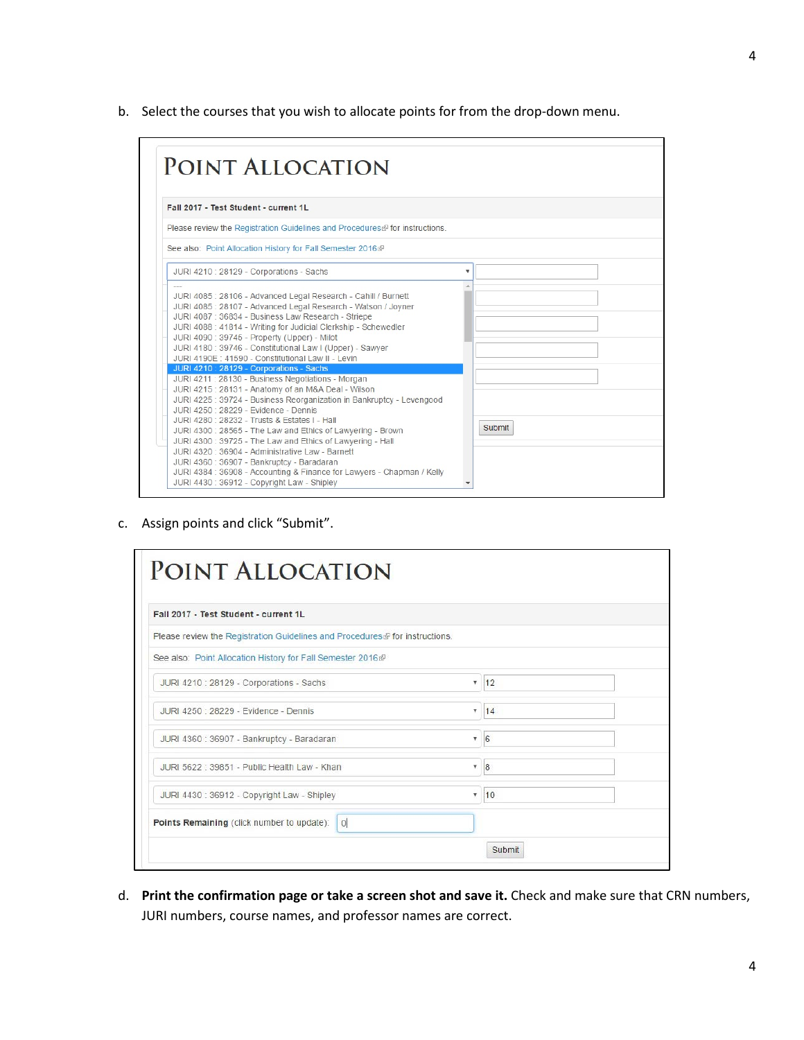b. Select the courses that you wish to allocate points for from the drop-down menu.

**POINT ALLOCATION**

Fall 2017 - Test Student - current 1L

Please review the Registration Guidelines and Procedures for instructions.

See also: Point Allocation History for Fall Semester 2016

JURI 4210 : 28129 - Corporations - Sachs

---
JURI 4085 : 28106 - Advanced Legal Research - Cahill / Burnett
JURI 4085 : 28107 - Advanced Legal Research - Watson / Joyner
JURI 4087 : 36834 - Business Law Research - Striepe
JURI 4088 : 41814 - Writing for Judicial Clerkship - Schewedler
JURI 4090 : 39745 - Property (Upper) - Milot
JURI 4180 : 39746 - Constitutional Law I (Upper) - Sawyer
JURI 4190E : 41590 - Constitutional Law II - Levin
JURI 4210 : 28129 - Corporations - Sachs
JURI 4211 : 28130 - Business Negotiations - Morgan
JURI 4215 : 28131 - Anatomy of an M&A Deal - Wilson
JURI 4225 : 39724 - Business Reorganization in Bankruptcy - Levengood
JURI 4250 : 28229 - Evidence - Dennis
JURI 4280 : 28232 - Trusts & Estates I - Hall
JURI 4300 : 28565 - The Law and Ethics of Lawyering - Brown
JURI 4300 : 39725 - The Law and Ethics of Lawyering - Hall
JURI 4320 : 36904 - Administrative Law - Barnett
JURI 4360 : 36907 - Bankruptcy - Baradaran
JURI 4384 : 36908 - Accounting & Finance for Lawyers - Chapman / Kelly
JURI 4430 : 36912 - Copyright Law - Shipley

Submit

c. Assign points and click "Submit".

**POINT ALLOCATION**

Fall 2017 - Test Student - current 1L

Please review the Registration Guidelines and Procedures for instructions.

See also: Point Allocation History for Fall Semester 2016

| Course | Points |
|---|---|
| JURI 4210 : 28129 - Corporations - Sachs | 12 |
| JURI 4250 : 28229 - Evidence - Dennis | 14 |
| JURI 4360 : 36907 - Bankruptcy - Baradaran | 6 |
| JURI 5622 : 39851 - Public Health Law - Khan | 8 |
| JURI 4430 : 36912 - Copyright Law - Shipley | 10 |

**Points Remaining** (click number to update): 0

Submit

d. **Print the confirmation page or take a screen shot and save it.** Check and make sure that CRN numbers, JURI numbers, course names, and professor names are correct.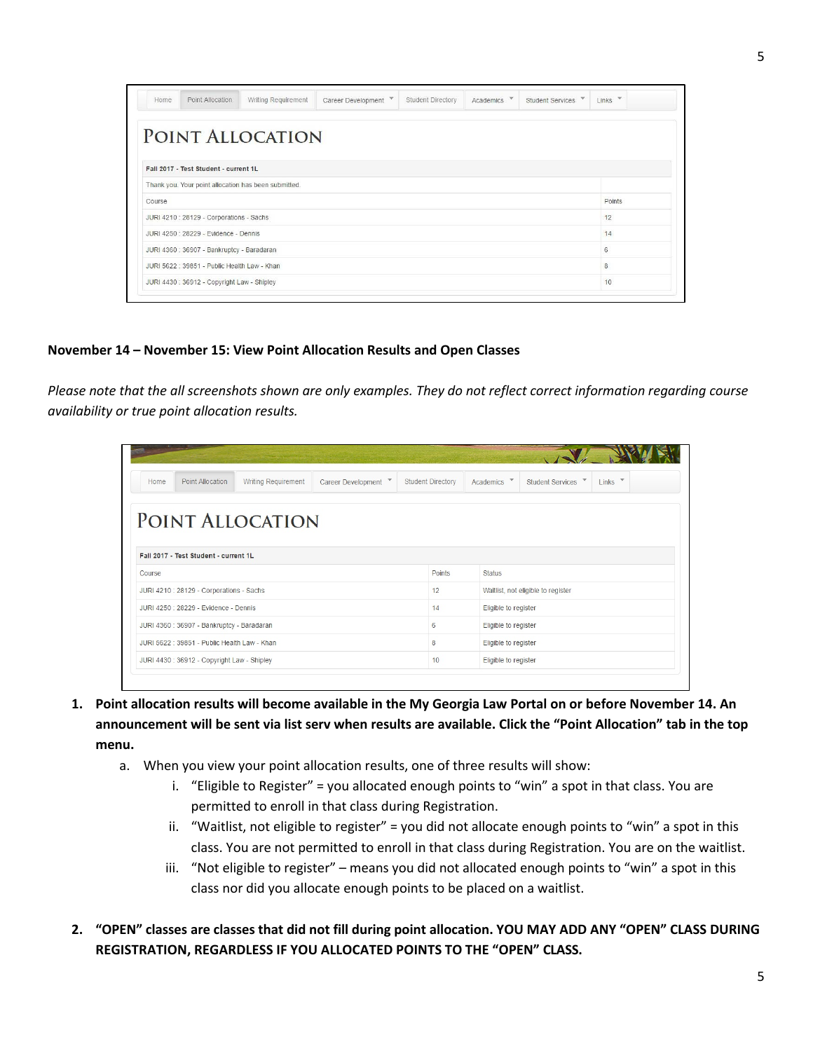| Home | Point Allocation | Writing Requirement | Career Development | Student Directory | Academics | Student Services | Links |
|---|---|---|---|---|---|---|---|

# POINT ALLOCATION

**Fall 2017 - Test Student - current 1L**

Thank you. Your point allocation has been submitted.

| Course | Points |
|---|---|
| JURI 4210 : 28129 - Corporations - Sachs | 12 |
| JURI 4250 : 28229 - Evidence - Dennis | 14 |
| JURI 4360 : 36907 - Bankruptcy - Baradaran | 6 |
| JURI 5622 : 39851 - Public Health Law - Khan | 8 |
| JURI 4430 : 36912 - Copyright Law - Shipley | 10 |

**November 14 – November 15: View Point Allocation Results and Open Classes**

*Please note that the all screenshots shown are only examples. They do not reflect correct information regarding course availability or true point allocation results.*

| Home | Point Allocation | Writing Requirement | Career Development | Student Directory | Academics | Student Services | Links |
|---|---|---|---|---|---|---|---|

# POINT ALLOCATION

**Fall 2017 - Test Student - current 1L**

| Course | Points | Status |
|---|---|---|
| JURI 4210 : 28129 - Corporations - Sachs | 12 | Waitlist, not eligible to register |
| JURI 4250 : 28229 - Evidence - Dennis | 14 | Eligible to register |
| JURI 4360 : 36907 - Bankruptcy - Baradaran | 6 | Eligible to register |
| JURI 5622 : 39851 - Public Health Law - Khan | 8 | Eligible to register |
| JURI 4430 : 36912 - Copyright Law - Shipley | 10 | Eligible to register |

1. **Point allocation results will become available in the My Georgia Law Portal on or before November 14. An announcement will be sent via list serv when results are available. Click the "Point Allocation" tab in the top menu.**
   a. When you view your point allocation results, one of three results will show:
      i. "Eligible to Register" = you allocated enough points to "win" a spot in that class. You are permitted to enroll in that class during Registration.
      ii. "Waitlist, not eligible to register" = you did not allocate enough points to "win" a spot in this class. You are not permitted to enroll in that class during Registration. You are on the waitlist.
      iii. "Not eligible to register" – means you did not allocated enough points to "win" a spot in this class nor did you allocate enough points to be placed on a waitlist.

2. **"OPEN" classes are classes that did not fill during point allocation. YOU MAY ADD ANY "OPEN" CLASS DURING REGISTRATION, REGARDLESS IF YOU ALLOCATED POINTS TO THE "OPEN" CLASS.**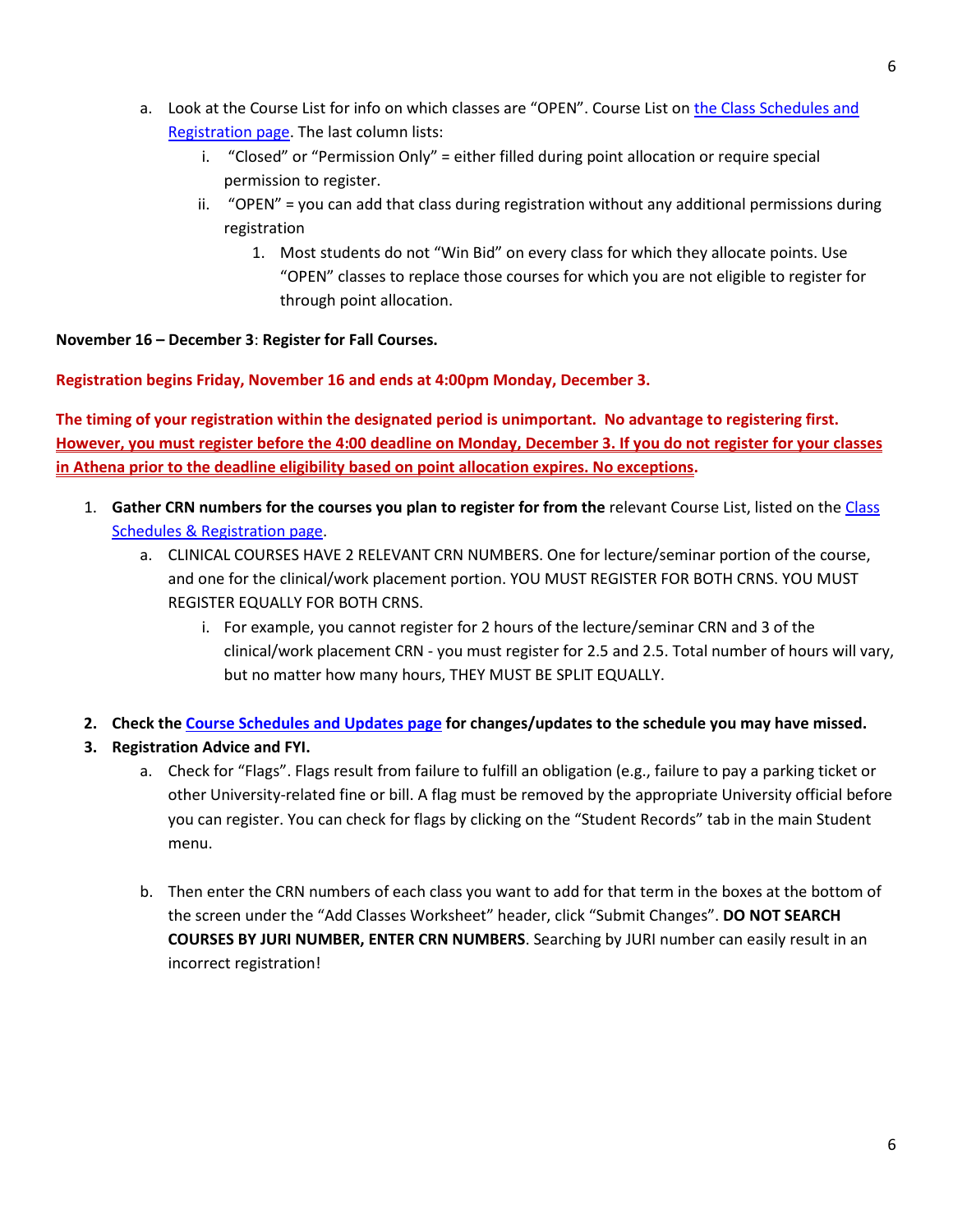a. Look at the Course List for info on which classes are "OPEN". Course List on [the Class Schedules and Registration page](). The last column lists:
   i. "Closed" or "Permission Only" = either filled during point allocation or require special permission to register.
   ii. "OPEN" = you can add that class during registration without any additional permissions during registration
      1. Most students do not "Win Bid" on every class for which they allocate points. Use "OPEN" classes to replace those courses for which you are not eligible to register for through point allocation.

**November 16 – December 3**: **Register for Fall Courses.**

**Registration begins Friday, November 16 and ends at 4:00pm Monday, December 3.**

**The timing of your registration within the designated period is unimportant. No advantage to registering first. <u>However, you must register before the 4:00 deadline on Monday, December 3. If you do not register for your classes in Athena prior to the deadline eligibility based on point allocation expires. No exceptions</u>.**

1. **Gather CRN numbers for the courses you plan to register for from the** relevant Course List, listed on the [Class Schedules & Registration page]().
   a. CLINICAL COURSES HAVE 2 RELEVANT CRN NUMBERS. One for lecture/seminar portion of the course, and one for the clinical/work placement portion. YOU MUST REGISTER FOR BOTH CRNS. YOU MUST REGISTER EQUALLY FOR BOTH CRNS.
      i. For example, you cannot register for 2 hours of the lecture/seminar CRN and 3 of the clinical/work placement CRN - you must register for 2.5 and 2.5. Total number of hours will vary, but no matter how many hours, THEY MUST BE SPLIT EQUALLY.

2. **Check the [Course Schedules and Updates page]() for changes/updates to the schedule you may have missed.**
3. **Registration Advice and FYI.**
   a. Check for "Flags". Flags result from failure to fulfill an obligation (e.g., failure to pay a parking ticket or other University-related fine or bill. A flag must be removed by the appropriate University official before you can register. You can check for flags by clicking on the "Student Records" tab in the main Student menu.

   b. Then enter the CRN numbers of each class you want to add for that term in the boxes at the bottom of the screen under the "Add Classes Worksheet" header, click "Submit Changes". **DO NOT SEARCH COURSES BY JURI NUMBER, ENTER CRN NUMBERS**. Searching by JURI number can easily result in an incorrect registration!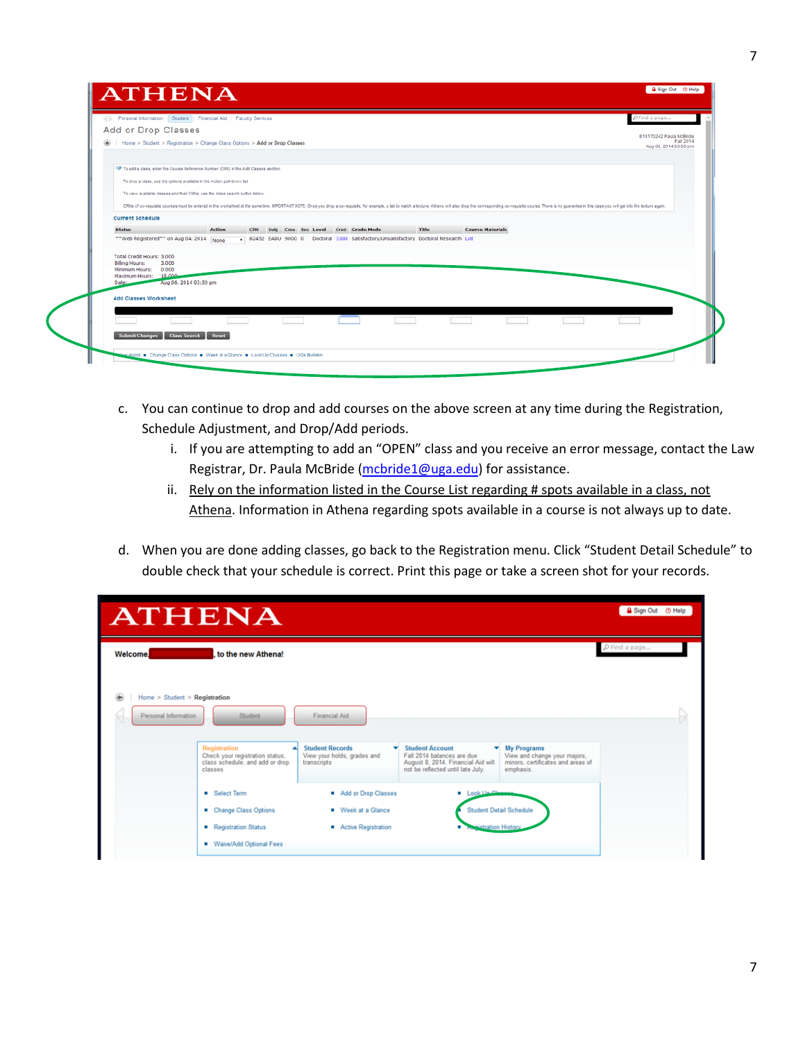c. You can continue to drop and add courses on the above screen at any time during the Registration, Schedule Adjustment, and Drop/Add periods.

   i. If you are attempting to add an "OPEN" class and you receive an error message, contact the Law Registrar, Dr. Paula McBride (mcbride1@uga.edu) for assistance.

   ii. Rely on the information listed in the Course List regarding # spots available in a class, not Athena. Information in Athena regarding spots available in a course is not always up to date.

d. When you are done adding classes, go back to the Registration menu. Click "Student Detail Schedule" to double check that your schedule is correct. Print this page or take a screen shot for your records.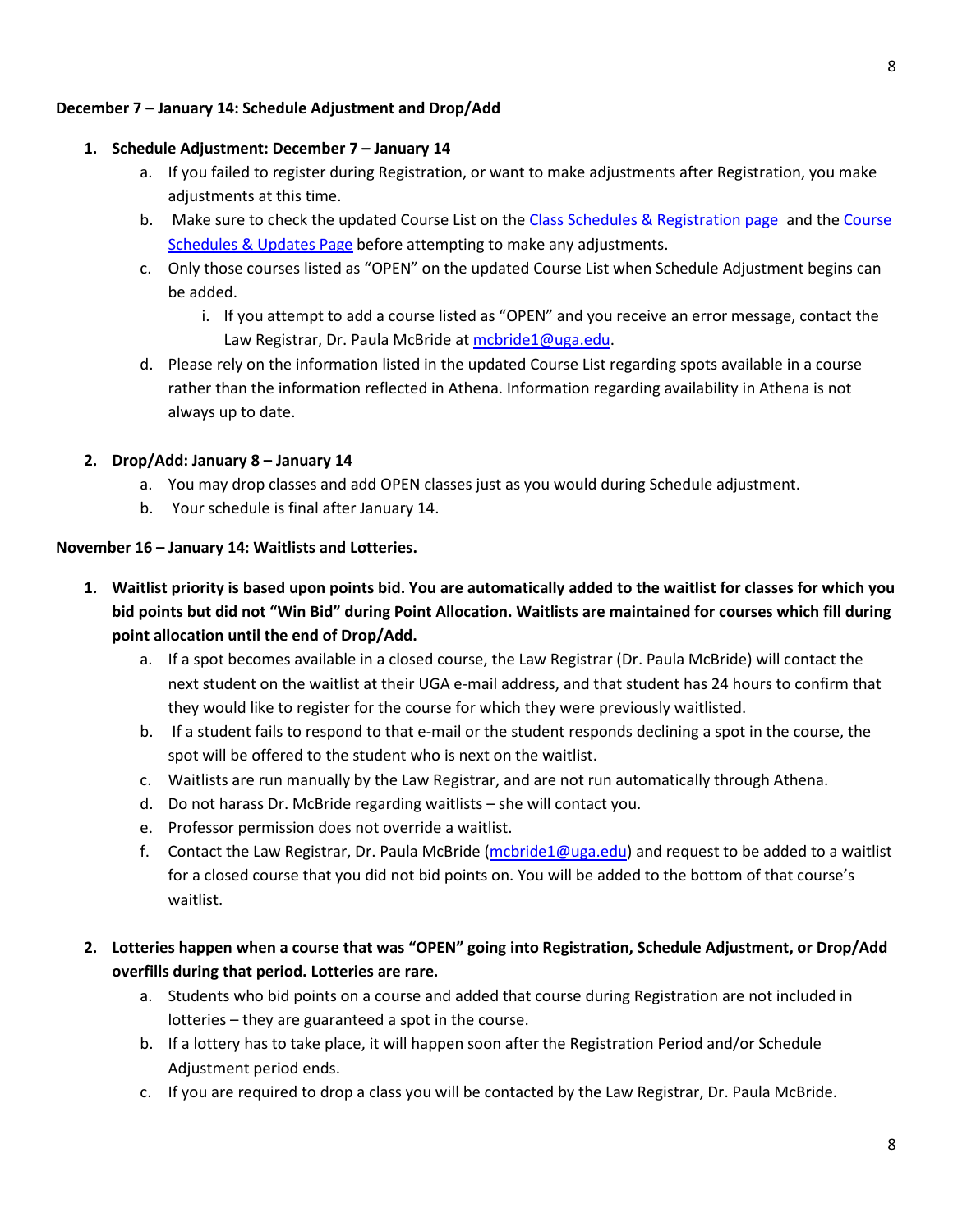**December 7 – January 14: Schedule Adjustment and Drop/Add**

1. **Schedule Adjustment: December 7 – January 14**
    a. If you failed to register during Registration, or want to make adjustments after Registration, you make adjustments at this time.
    b. Make sure to check the updated Course List on the Class Schedules & Registration page and the Course Schedules & Updates Page before attempting to make any adjustments.
    c. Only those courses listed as "OPEN" on the updated Course List when Schedule Adjustment begins can be added.
        i. If you attempt to add a course listed as "OPEN" and you receive an error message, contact the Law Registrar, Dr. Paula McBride at mcbride1@uga.edu.
    d. Please rely on the information listed in the updated Course List regarding spots available in a course rather than the information reflected in Athena. Information regarding availability in Athena is not always up to date.

2. **Drop/Add: January 8 – January 14**
    a. You may drop classes and add OPEN classes just as you would during Schedule adjustment.
    b. Your schedule is final after January 14.

**November 16 – January 14: Waitlists and Lotteries.**

1. **Waitlist priority is based upon points bid. You are automatically added to the waitlist for classes for which you bid points but did not "Win Bid" during Point Allocation. Waitlists are maintained for courses which fill during point allocation until the end of Drop/Add.**
    a. If a spot becomes available in a closed course, the Law Registrar (Dr. Paula McBride) will contact the next student on the waitlist at their UGA e-mail address, and that student has 24 hours to confirm that they would like to register for the course for which they were previously waitlisted.
    b. If a student fails to respond to that e-mail or the student responds declining a spot in the course, the spot will be offered to the student who is next on the waitlist.
    c. Waitlists are run manually by the Law Registrar, and are not run automatically through Athena.
    d. Do not harass Dr. McBride regarding waitlists – she will contact you.
    e. Professor permission does not override a waitlist.
    f. Contact the Law Registrar, Dr. Paula McBride (mcbride1@uga.edu) and request to be added to a waitlist for a closed course that you did not bid points on. You will be added to the bottom of that course's waitlist.

2. **Lotteries happen when a course that was "OPEN" going into Registration, Schedule Adjustment, or Drop/Add overfills during that period. Lotteries are rare.**
    a. Students who bid points on a course and added that course during Registration are not included in lotteries – they are guaranteed a spot in the course.
    b. If a lottery has to take place, it will happen soon after the Registration Period and/or Schedule Adjustment period ends.
    c. If you are required to drop a class you will be contacted by the Law Registrar, Dr. Paula McBride.